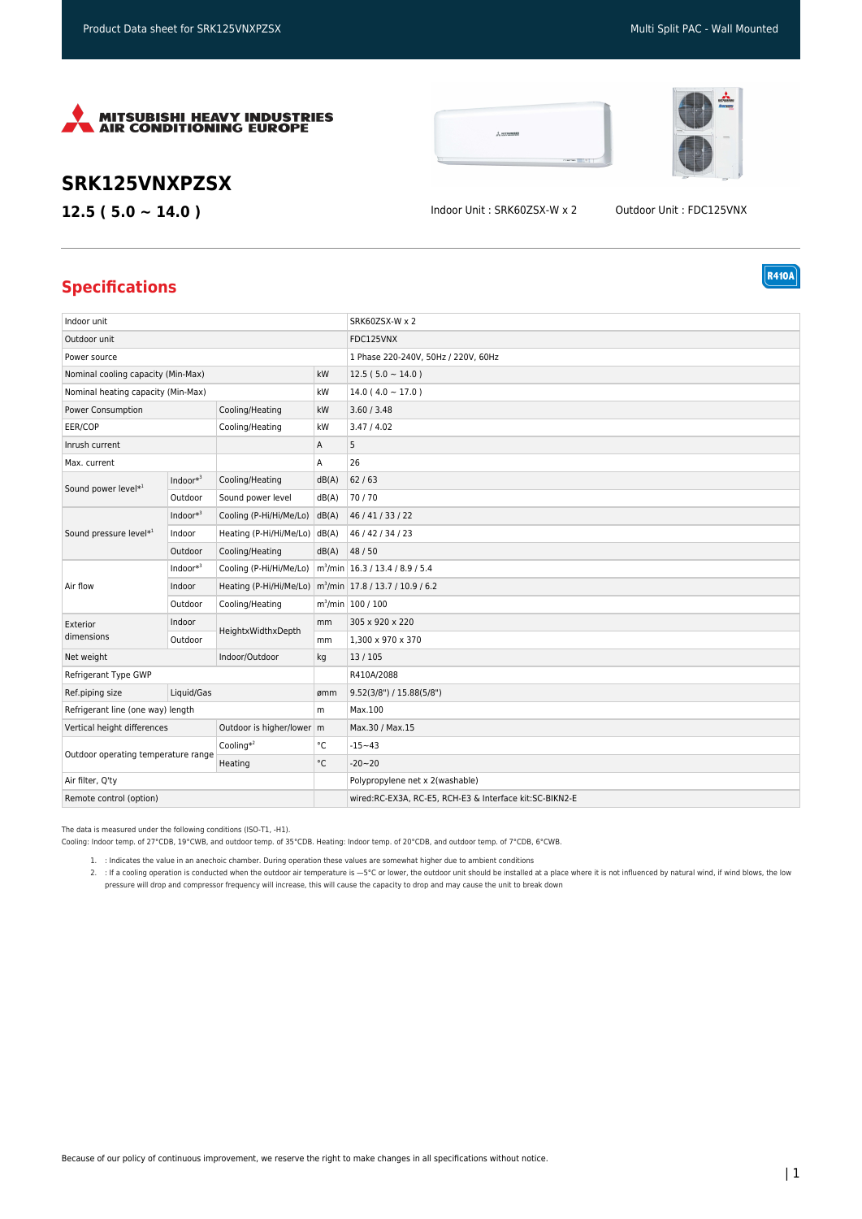MITSUBISHI HEAVY INDUSTRIES AIR CONDITIONING EUROPE

# SRK125VNXPZSX

## 12.5 ( 5.0 ~ 14.0 )

Indoor Unit : SRK60ZSX-W x 2

Outdoor Unit : FDC125VNX

## Specifications

R410A

| | | | | |
|---|---|---|---|---|
| Indoor unit | | | | SRK60ZSX-W x 2 |
| Outdoor unit | | | | FDC125VNX |
| Power source | | | | 1 Phase 220-240V, 50Hz / 220V, 60Hz |
| Nominal cooling capacity (Min-Max) | | | kW | 12.5 ( 5.0 ~ 14.0 ) |
| Nominal heating capacity (Min-Max) | | | kW | 14.0 ( 4.0 ~ 17.0 ) |
| Power Consumption | | Cooling/Heating | kW | 3.60 / 3.48 |
| EER/COP | | Cooling/Heating | kW | 3.47 / 4.02 |
| Inrush current | | | A | 5 |
| Max. current | | | A | 26 |
| Sound power level*[1] | Indoor*[3] | Cooling/Heating | dB(A) | 62 / 63 |
| | Outdoor | Sound power level | dB(A) | 70 / 70 |
| Sound pressure level*[1] | Indoor*[3] | Cooling (P-Hi/Hi/Me/Lo) | dB(A) | 46 / 41 / 33 / 22 |
| | Indoor | Heating (P-Hi/Hi/Me/Lo) | dB(A) | 46 / 42 / 34 / 23 |
| | Outdoor | Cooling/Heating | dB(A) | 48 / 50 |
| Air flow | Indoor*[3] | Cooling (P-Hi/Hi/Me/Lo) | $m^3$/min | 16.3 / 13.4 / 8.9 / 5.4 |
| | Indoor | Heating (P-Hi/Hi/Me/Lo) | $m^3$/min | 17.8 / 13.7 / 10.9 / 6.2 |
| | Outdoor | Cooling/Heating | $m^3$/min | 100 / 100 |
| Exterior dimensions | Indoor | HeightxWidthxDepth | mm | 305 x 920 x 220 |
| | Outdoor | | mm | 1,300 x 970 x 370 |
| Net weight | | Indoor/Outdoor | kg | 13 / 105 |
| Refrigerant Type GWP | | | | R410A/2088 |
| Ref.piping size | Liquid/Gas | | ømm | 9.52(3/8") / 15.88(5/8") |
| Refrigerant line (one way) length | | | m | Max.100 |
| Vertical height differences | | Outdoor is higher/lower | m | Max.30 / Max.15 |
| Outdoor operating temperature range | | Cooling*[2] | °C | -15~43 |
| | | Heating | °C | -20~20 |
| Air filter, Q'ty | | | | Polypropylene net x 2(washable) |
| Remote control (option) | | | | wired:RC-EX3A, RC-E5, RCH-E3 & Interface kit:SC-BIKN2-E |

The data is measured under the following conditions (ISO-T1, -H1).
Cooling: Indoor temp. of 27°CDB, 19°CWB, and outdoor temp. of 35°CDB. Heating: Indoor temp. of 20°CDB, and outdoor temp. of 7°CDB, 6°CWB.

1. : Indicates the value in an anechoic chamber. During operation these values are somewhat higher due to ambient conditions
2. : If a cooling operation is conducted when the outdoor air temperature is —5°C or lower, the outdoor unit should be installed at a place where it is not influenced by natural wind, if wind blows, the low pressure will drop and compressor frequency will increase, this will cause the capacity to drop and may cause the unit to break down

Because of our policy of continuous improvement, we reserve the right to make changes in all specifications without notice.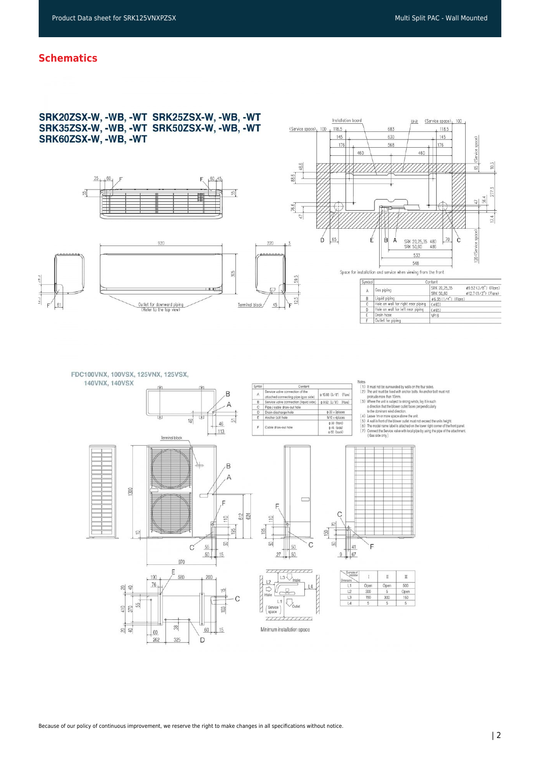## Schematics

### SRK20ZSX-W, -WB, -WT SRK25ZSX-W, -WB, -WT SRK35ZSX-W, -WB, -WT SRK50ZSX-W, -WB, -WT SRK60ZSX-W, -WB, -WT

Space for installation and service when viewing from the front

| Symbol | Content | |
|---|---|---|
| A | Gas piping | SRK 20,25,35 φ9.52 (3/8") (Flare) SRK 50,60 φ12.7 (1/2") (Flare) |
| B | Liquid piping | φ6.35 (1/4") (Flare) |
| C | Hole on wall for right rear piping | (φ65) |
| D | Hole on wall for left rear piping | (φ65) |
| E | Drain hose | VP16 |
| F | Outlet for piping | |

### FDC100VNX, 100VSX, 125VNX, 125VSX, 140VNX, 140VSX

| Symbol | Content | |
|---|---|---|
| A | Service valve connection of the attached connecting pipe (gas side) | φ15.88 (5/8") (Flare) |
| B | Service valve connection (liquid side) | φ9.52 (3/8") (Flare) |
| C | Pipe / cable draw-out hole | |
| D | Drain discharge hole | φ20 x 3places |
| E | Anchor bolt hole | M10 x 4places |
| F | Cable draw-out hole | φ30 (front) φ45 (side) φ50 (back) |

Notes
(1) It must not be surrounded by walls on the four sides.
(2) The unit must be fixed with anchor bolts. An anchor bolt must not protrude more than 15mm.
(3) Where the unit is subject to strong winds, lay it in such a direction that the blower outlet faces perpendicularly to the dominant wind direction.
(4) Leave 1m or more space above the unit.
(5) A wall in front of the blower outlet must not exceed the units height.
(6) The model name label is attached on the lower right corner of the front panel.
(7) Connect the Service valve with local pipe by using the pipe of the attachment. (Gas side only)

Minimum installation space

| Examples of installation / Dimensions | I | II | III |
|---|---|---|---|
| L1 | Open | Open | 500 |
| L2 | 300 | 5 | Open |
| L3 | 150 | 300 | 150 |
| L4 | 5 | 5 | 5 |

Because of our policy of continuous improvement, we reserve the right to make changes in all specifications without notice.